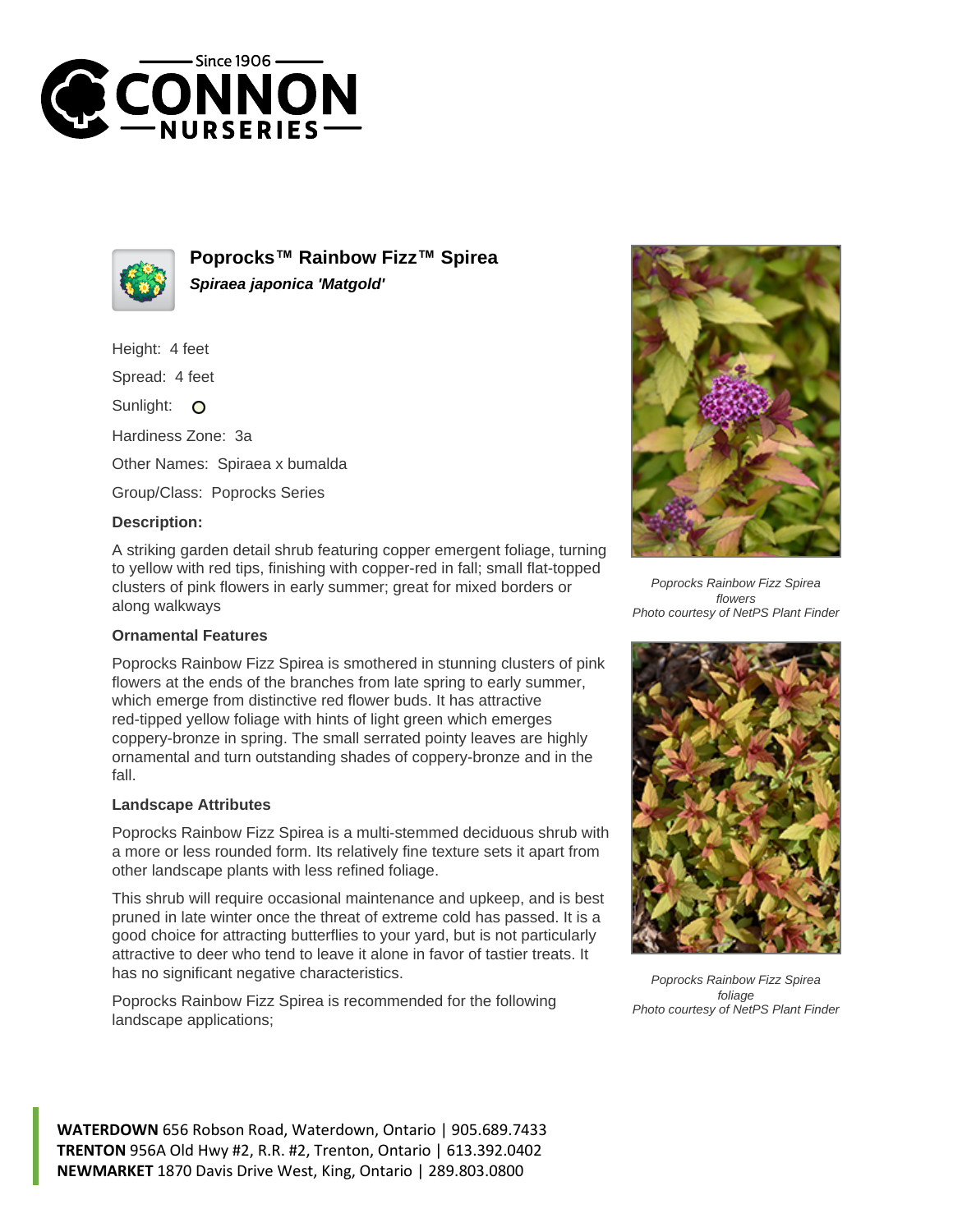# Poprocks™ Rainbow Fizz™ Spirea

***Spiraea japonica 'Matgold'***

Height: 4 feet

Spread: 4 feet

Sunlight: O

Hardiness Zone: 3a

Other Names: Spiraea x bumalda

Group/Class: Poprocks Series

### Description:

A striking garden detail shrub featuring copper emergent foliage, turning to yellow with red tips, finishing with copper-red in fall; small flat-topped clusters of pink flowers in early summer; great for mixed borders or along walkways

### Ornamental Features

Poprocks Rainbow Fizz Spirea is smothered in stunning clusters of pink flowers at the ends of the branches from late spring to early summer, which emerge from distinctive red flower buds. It has attractive red-tipped yellow foliage with hints of light green which emerges coppery-bronze in spring. The small serrated pointy leaves are highly ornamental and turn outstanding shades of coppery-bronze and in the fall.

### Landscape Attributes

Poprocks Rainbow Fizz Spirea is a multi-stemmed deciduous shrub with a more or less rounded form. Its relatively fine texture sets it apart from other landscape plants with less refined foliage.

This shrub will require occasional maintenance and upkeep, and is best pruned in late winter once the threat of extreme cold has passed. It is a good choice for attracting butterflies to your yard, but is not particularly attractive to deer who tend to leave it alone in favor of tastier treats. It has no significant negative characteristics.

Poprocks Rainbow Fizz Spirea is recommended for the following landscape applications;

*Poprocks Rainbow Fizz Spirea flowers*
*Photo courtesy of NetPS Plant Finder*

*Poprocks Rainbow Fizz Spirea foliage*
*Photo courtesy of NetPS Plant Finder*

**WATERDOWN** 656 Robson Road, Waterdown, Ontario | 905.689.7433
**TRENTON** 956A Old Hwy #2, R.R. #2, Trenton, Ontario | 613.392.0402
**NEWMARKET** 1870 Davis Drive West, King, Ontario | 289.803.0800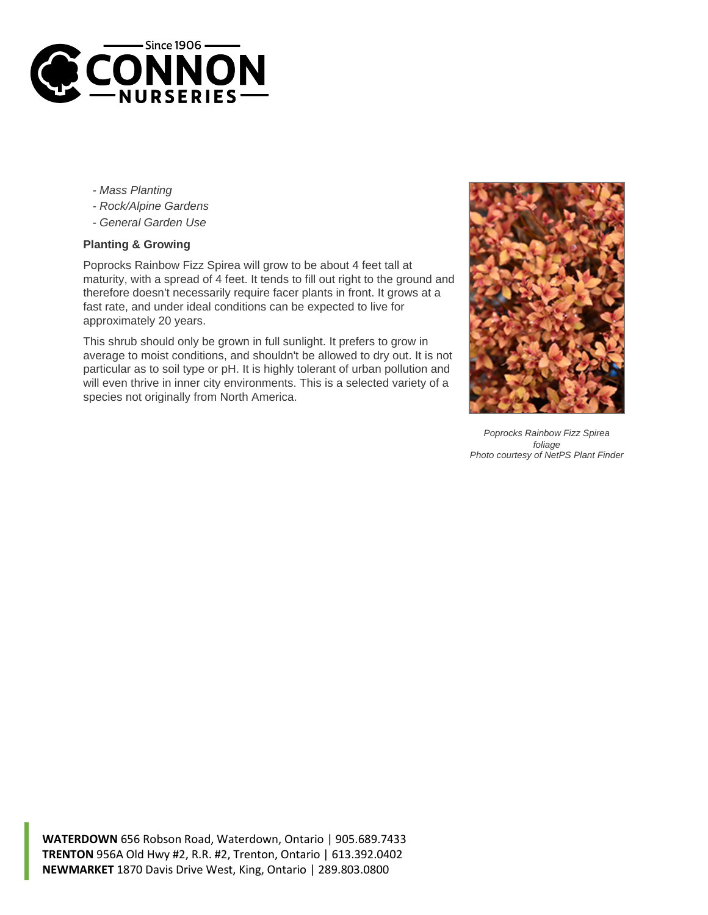- *Mass Planting*
- *Rock/Alpine Gardens*
- *General Garden Use*

**Planting & Growing**

Poprocks Rainbow Fizz Spirea will grow to be about 4 feet tall at maturity, with a spread of 4 feet. It tends to fill out right to the ground and therefore doesn't necessarily require facer plants in front. It grows at a fast rate, and under ideal conditions can be expected to live for approximately 20 years.

This shrub should only be grown in full sunlight. It prefers to grow in average to moist conditions, and shouldn't be allowed to dry out. It is not particular as to soil type or pH. It is highly tolerant of urban pollution and will even thrive in inner city environments. This is a selected variety of a species not originally from North America.

*Poprocks Rainbow Fizz Spirea foliage*
*Photo courtesy of NetPS Plant Finder*

**WATERDOWN** 656 Robson Road, Waterdown, Ontario | 905.689.7433
**TRENTON** 956A Old Hwy #2, R.R. #2, Trenton, Ontario | 613.392.0402
**NEWMARKET** 1870 Davis Drive West, King, Ontario | 289.803.0800